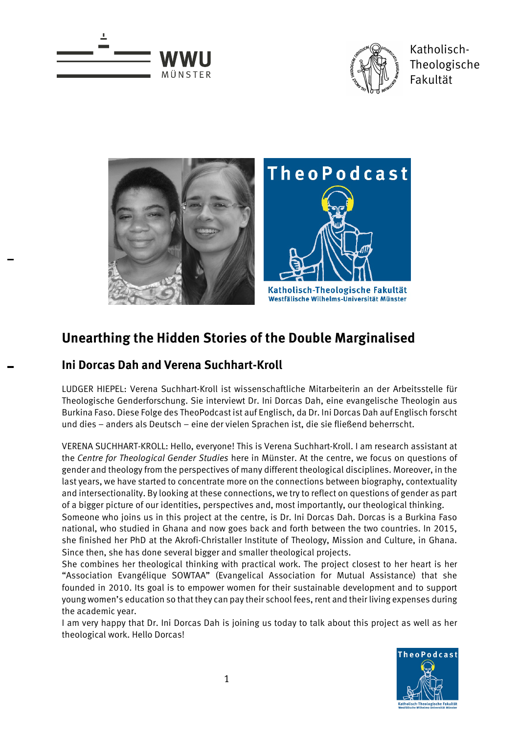# Unearthing the Hidden Stories of the Double Marginalised

## Ini Dorcas Dah and Verena Suchhart-Kroll

LUDGER HIEPEL: Verena Suchhart-Kroll ist wissenschaftliche Mitarbeiterin an der Arbeitsstelle für Theologische Genderforschung. Sie interviewt Dr. Ini Dorcas Dah, eine evangelische Theologin aus Burkina Faso. Diese Folge des TheoPodcast ist auf Englisch, da Dr. Ini Dorcas Dah auf Englisch forscht und dies – anders als Deutsch – eine der vielen Sprachen ist, die sie fließend beherrscht.

VERENA SUCHHART-KROLL: Hello, everyone! This is Verena Suchhart-Kroll. I am research assistant at the *Centre for Theological Gender Studies* here in Münster. At the centre, we focus on questions of gender and theology from the perspectives of many different theological disciplines. Moreover, in the last years, we have started to concentrate more on the connections between biography, contextuality and intersectionality. By looking at these connections, we try to reflect on questions of gender as part of a bigger picture of our identities, perspectives and, most importantly, our theological thinking.
Someone who joins us in this project at the centre, is Dr. Ini Dorcas Dah. Dorcas is a Burkina Faso national, who studied in Ghana and now goes back and forth between the two countries. In 2015, she finished her PhD at the Akrofi-Christaller Institute of Theology, Mission and Culture, in Ghana. Since then, she has done several bigger and smaller theological projects.
She combines her theological thinking with practical work. The project closest to her heart is her "Association Evangélique SOWTAA" (Evangelical Association for Mutual Assistance) that she founded in 2010. Its goal is to empower women for their sustainable development and to support young women's education so that they can pay their school fees, rent and their living expenses during the academic year.
I am very happy that Dr. Ini Dorcas Dah is joining us today to talk about this project as well as her theological work. Hello Dorcas!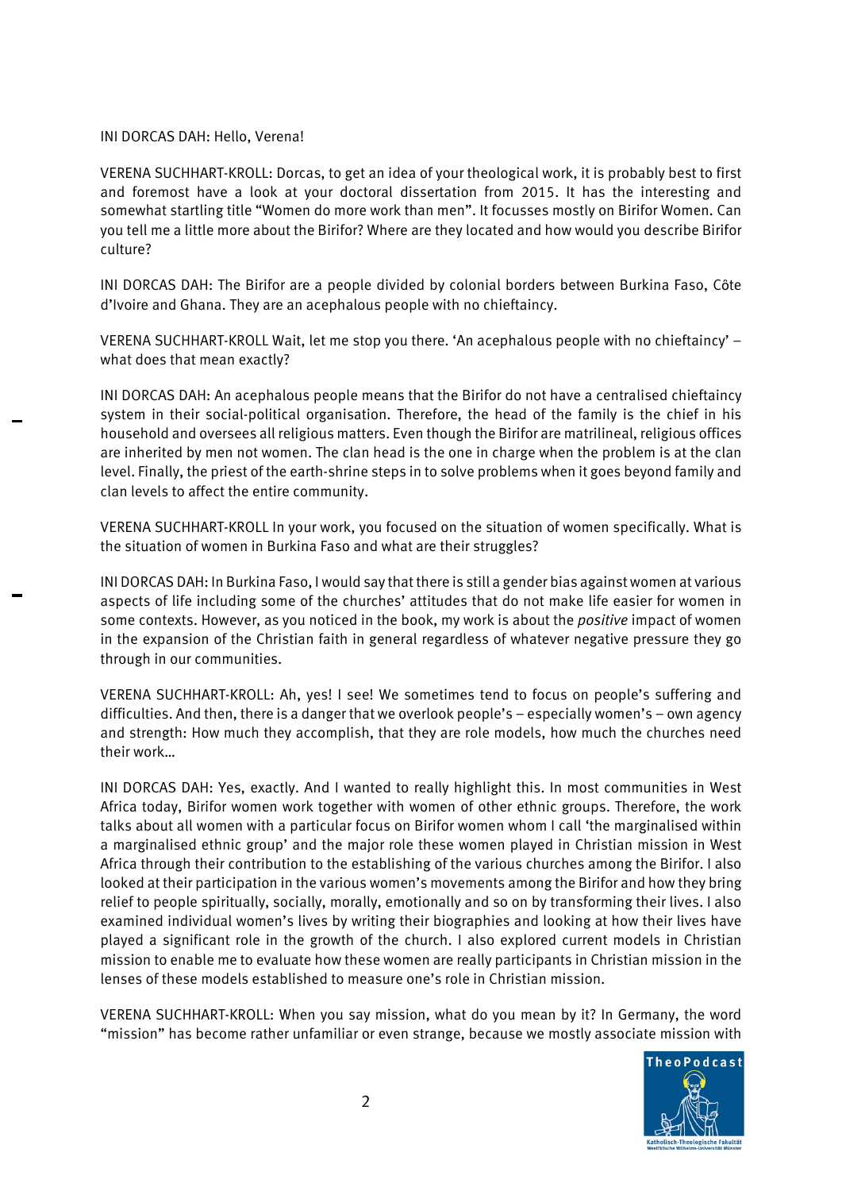INI DORCAS DAH: Hello, Verena!

VERENA SUCHHART-KROLL: Dorcas, to get an idea of your theological work, it is probably best to first and foremost have a look at your doctoral dissertation from 2015. It has the interesting and somewhat startling title "Women do more work than men". It focusses mostly on Birifor Women. Can you tell me a little more about the Birifor? Where are they located and how would you describe Birifor culture?

INI DORCAS DAH: The Birifor are a people divided by colonial borders between Burkina Faso, Côte d'Ivoire and Ghana. They are an acephalous people with no chieftaincy.

VERENA SUCHHART-KROLL Wait, let me stop you there. 'An acephalous people with no chieftaincy' – what does that mean exactly?

INI DORCAS DAH: An acephalous people means that the Birifor do not have a centralised chieftaincy system in their social-political organisation. Therefore, the head of the family is the chief in his household and oversees all religious matters. Even though the Birifor are matrilineal, religious offices are inherited by men not women. The clan head is the one in charge when the problem is at the clan level. Finally, the priest of the earth-shrine steps in to solve problems when it goes beyond family and clan levels to affect the entire community.

VERENA SUCHHART-KROLL In your work, you focused on the situation of women specifically. What is the situation of women in Burkina Faso and what are their struggles?

INI DORCAS DAH: In Burkina Faso, I would say that there is still a gender bias against women at various aspects of life including some of the churches' attitudes that do not make life easier for women in some contexts. However, as you noticed in the book, my work is about the *positive* impact of women in the expansion of the Christian faith in general regardless of whatever negative pressure they go through in our communities.

VERENA SUCHHART-KROLL: Ah, yes! I see! We sometimes tend to focus on people's suffering and difficulties. And then, there is a danger that we overlook people's – especially women's – own agency and strength: How much they accomplish, that they are role models, how much the churches need their work…

INI DORCAS DAH: Yes, exactly. And I wanted to really highlight this. In most communities in West Africa today, Birifor women work together with women of other ethnic groups. Therefore, the work talks about all women with a particular focus on Birifor women whom I call 'the marginalised within a marginalised ethnic group' and the major role these women played in Christian mission in West Africa through their contribution to the establishing of the various churches among the Birifor. I also looked at their participation in the various women's movements among the Birifor and how they bring relief to people spiritually, socially, morally, emotionally and so on by transforming their lives. I also examined individual women's lives by writing their biographies and looking at how their lives have played a significant role in the growth of the church. I also explored current models in Christian mission to enable me to evaluate how these women are really participants in Christian mission in the lenses of these models established to measure one's role in Christian mission.

VERENA SUCHHART-KROLL: When you say mission, what do you mean by it? In Germany, the word "mission" has become rather unfamiliar or even strange, because we mostly associate mission with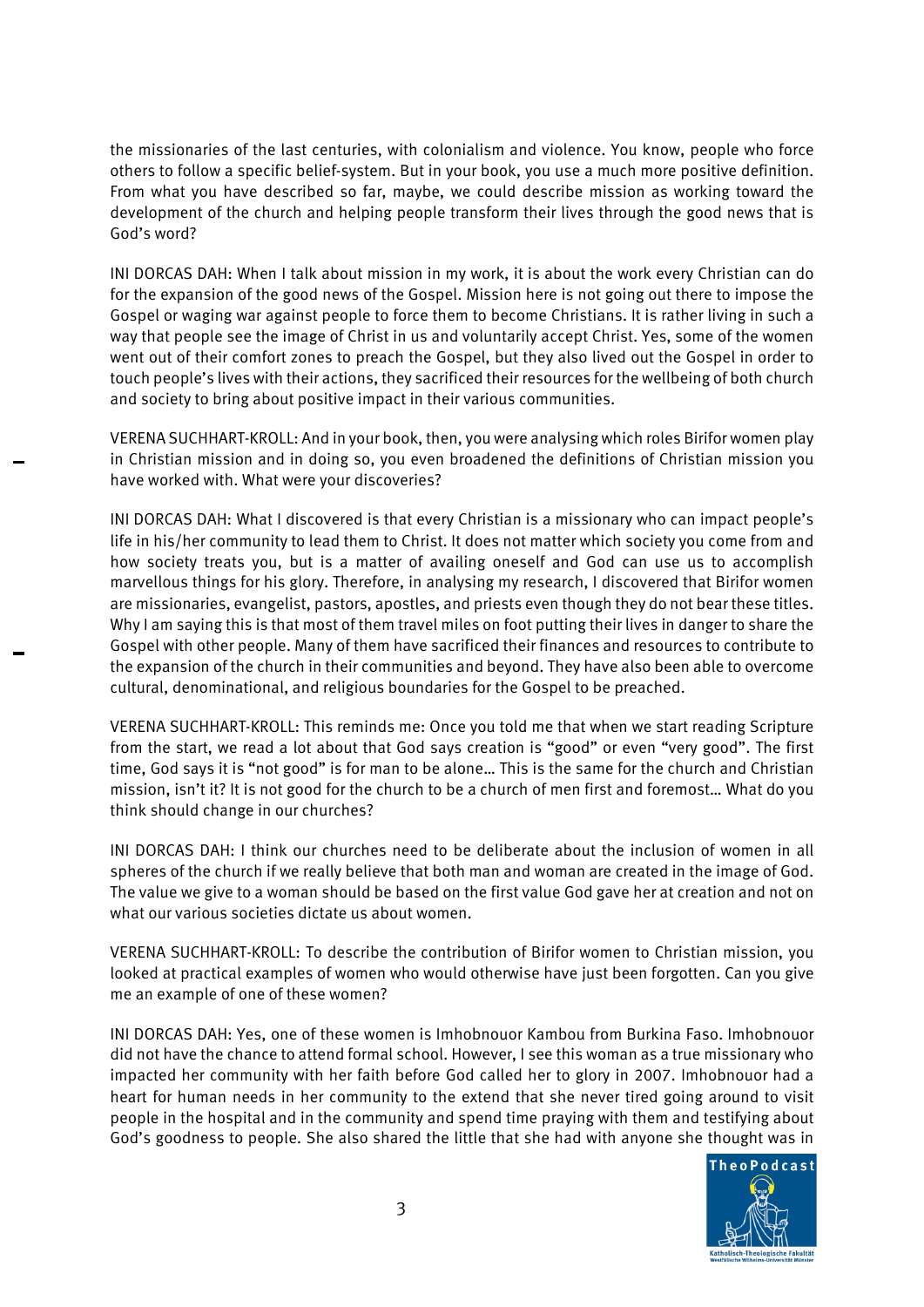the missionaries of the last centuries, with colonialism and violence. You know, people who force others to follow a specific belief-system. But in your book, you use a much more positive definition. From what you have described so far, maybe, we could describe mission as working toward the development of the church and helping people transform their lives through the good news that is God's word?

INI DORCAS DAH: When I talk about mission in my work, it is about the work every Christian can do for the expansion of the good news of the Gospel. Mission here is not going out there to impose the Gospel or waging war against people to force them to become Christians. It is rather living in such a way that people see the image of Christ in us and voluntarily accept Christ. Yes, some of the women went out of their comfort zones to preach the Gospel, but they also lived out the Gospel in order to touch people's lives with their actions, they sacrificed their resources for the wellbeing of both church and society to bring about positive impact in their various communities.

VERENA SUCHHART-KROLL: And in your book, then, you were analysing which roles Birifor women play in Christian mission and in doing so, you even broadened the definitions of Christian mission you have worked with. What were your discoveries?

INI DORCAS DAH: What I discovered is that every Christian is a missionary who can impact people's life in his/her community to lead them to Christ. It does not matter which society you come from and how society treats you, but is a matter of availing oneself and God can use us to accomplish marvellous things for his glory. Therefore, in analysing my research, I discovered that Birifor women are missionaries, evangelist, pastors, apostles, and priests even though they do not bear these titles. Why I am saying this is that most of them travel miles on foot putting their lives in danger to share the Gospel with other people. Many of them have sacrificed their finances and resources to contribute to the expansion of the church in their communities and beyond. They have also been able to overcome cultural, denominational, and religious boundaries for the Gospel to be preached.

VERENA SUCHHART-KROLL: This reminds me: Once you told me that when we start reading Scripture from the start, we read a lot about that God says creation is "good" or even "very good". The first time, God says it is "not good" is for man to be alone… This is the same for the church and Christian mission, isn't it? It is not good for the church to be a church of men first and foremost… What do you think should change in our churches?

INI DORCAS DAH: I think our churches need to be deliberate about the inclusion of women in all spheres of the church if we really believe that both man and woman are created in the image of God. The value we give to a woman should be based on the first value God gave her at creation and not on what our various societies dictate us about women.

VERENA SUCHHART-KROLL: To describe the contribution of Birifor women to Christian mission, you looked at practical examples of women who would otherwise have just been forgotten. Can you give me an example of one of these women?

INI DORCAS DAH: Yes, one of these women is Imhobnouor Kambou from Burkina Faso. Imhobnouor did not have the chance to attend formal school. However, I see this woman as a true missionary who impacted her community with her faith before God called her to glory in 2007. Imhobnouor had a heart for human needs in her community to the extend that she never tired going around to visit people in the hospital and in the community and spend time praying with them and testifying about God's goodness to people. She also shared the little that she had with anyone she thought was in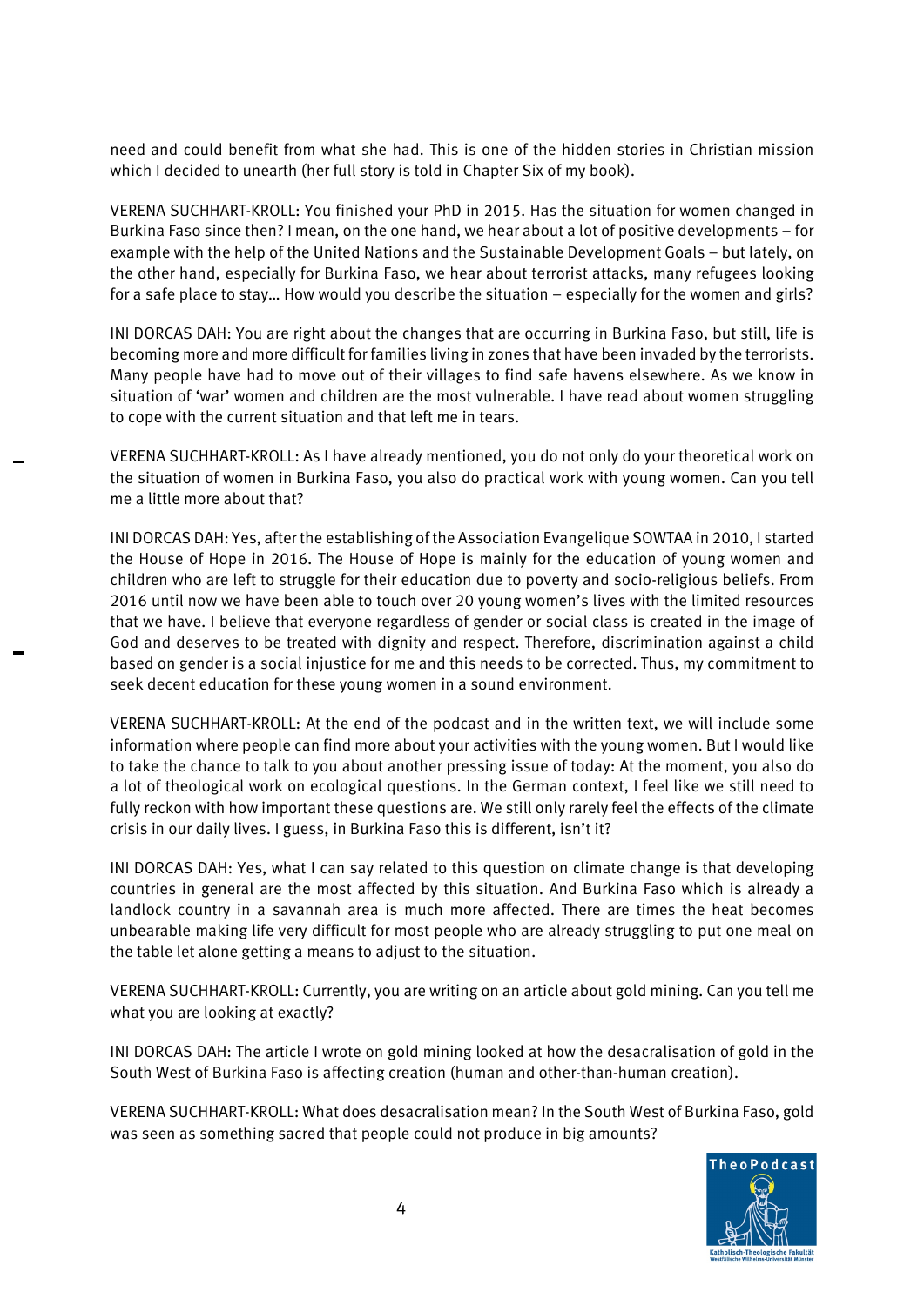need and could benefit from what she had. This is one of the hidden stories in Christian mission which I decided to unearth (her full story is told in Chapter Six of my book).

VERENA SUCHHART-KROLL: You finished your PhD in 2015. Has the situation for women changed in Burkina Faso since then? I mean, on the one hand, we hear about a lot of positive developments – for example with the help of the United Nations and the Sustainable Development Goals – but lately, on the other hand, especially for Burkina Faso, we hear about terrorist attacks, many refugees looking for a safe place to stay… How would you describe the situation – especially for the women and girls?

INI DORCAS DAH: You are right about the changes that are occurring in Burkina Faso, but still, life is becoming more and more difficult for families living in zones that have been invaded by the terrorists. Many people have had to move out of their villages to find safe havens elsewhere. As we know in situation of 'war' women and children are the most vulnerable. I have read about women struggling to cope with the current situation and that left me in tears.

VERENA SUCHHART-KROLL: As I have already mentioned, you do not only do your theoretical work on the situation of women in Burkina Faso, you also do practical work with young women. Can you tell me a little more about that?

INI DORCAS DAH: Yes, after the establishing of the Association Evangelique SOWTAA in 2010, I started the House of Hope in 2016. The House of Hope is mainly for the education of young women and children who are left to struggle for their education due to poverty and socio-religious beliefs. From 2016 until now we have been able to touch over 20 young women's lives with the limited resources that we have. I believe that everyone regardless of gender or social class is created in the image of God and deserves to be treated with dignity and respect. Therefore, discrimination against a child based on gender is a social injustice for me and this needs to be corrected. Thus, my commitment to seek decent education for these young women in a sound environment.

VERENA SUCHHART-KROLL: At the end of the podcast and in the written text, we will include some information where people can find more about your activities with the young women. But I would like to take the chance to talk to you about another pressing issue of today: At the moment, you also do a lot of theological work on ecological questions. In the German context, I feel like we still need to fully reckon with how important these questions are. We still only rarely feel the effects of the climate crisis in our daily lives. I guess, in Burkina Faso this is different, isn't it?

INI DORCAS DAH: Yes, what I can say related to this question on climate change is that developing countries in general are the most affected by this situation. And Burkina Faso which is already a landlock country in a savannah area is much more affected. There are times the heat becomes unbearable making life very difficult for most people who are already struggling to put one meal on the table let alone getting a means to adjust to the situation.

VERENA SUCHHART-KROLL: Currently, you are writing on an article about gold mining. Can you tell me what you are looking at exactly?

INI DORCAS DAH: The article I wrote on gold mining looked at how the desacralisation of gold in the South West of Burkina Faso is affecting creation (human and other-than-human creation).

VERENA SUCHHART-KROLL: What does desacralisation mean? In the South West of Burkina Faso, gold was seen as something sacred that people could not produce in big amounts?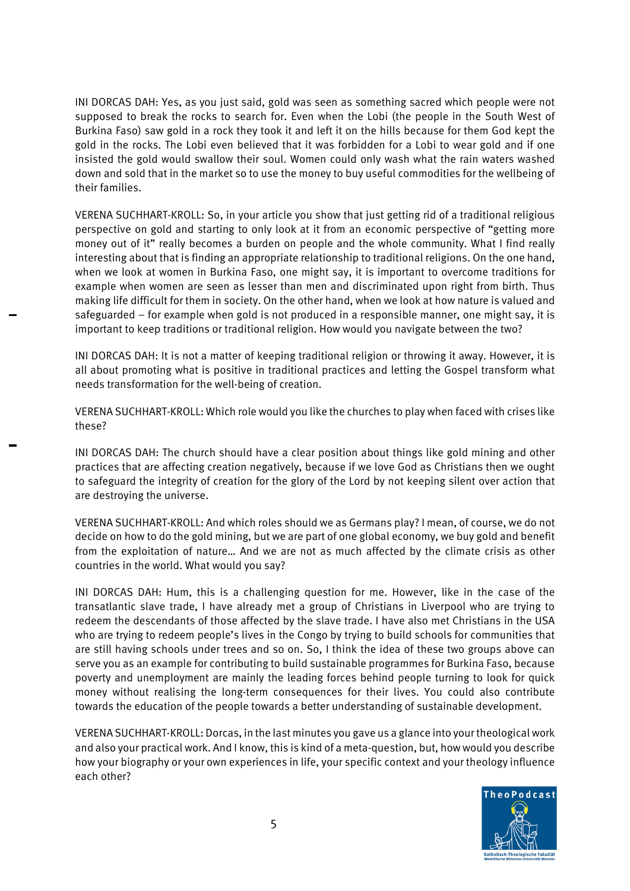INI DORCAS DAH: Yes, as you just said, gold was seen as something sacred which people were not supposed to break the rocks to search for. Even when the Lobi (the people in the South West of Burkina Faso) saw gold in a rock they took it and left it on the hills because for them God kept the gold in the rocks. The Lobi even believed that it was forbidden for a Lobi to wear gold and if one insisted the gold would swallow their soul. Women could only wash what the rain waters washed down and sold that in the market so to use the money to buy useful commodities for the wellbeing of their families.

VERENA SUCHHART-KROLL: So, in your article you show that just getting rid of a traditional religious perspective on gold and starting to only look at it from an economic perspective of "getting more money out of it" really becomes a burden on people and the whole community. What I find really interesting about that is finding an appropriate relationship to traditional religions. On the one hand, when we look at women in Burkina Faso, one might say, it is important to overcome traditions for example when women are seen as lesser than men and discriminated upon right from birth. Thus making life difficult for them in society. On the other hand, when we look at how nature is valued and safeguarded – for example when gold is not produced in a responsible manner, one might say, it is important to keep traditions or traditional religion. How would you navigate between the two?

INI DORCAS DAH: It is not a matter of keeping traditional religion or throwing it away. However, it is all about promoting what is positive in traditional practices and letting the Gospel transform what needs transformation for the well-being of creation.

VERENA SUCHHART-KROLL: Which role would you like the churches to play when faced with crises like these?

INI DORCAS DAH: The church should have a clear position about things like gold mining and other practices that are affecting creation negatively, because if we love God as Christians then we ought to safeguard the integrity of creation for the glory of the Lord by not keeping silent over action that are destroying the universe.

VERENA SUCHHART-KROLL: And which roles should we as Germans play? I mean, of course, we do not decide on how to do the gold mining, but we are part of one global economy, we buy gold and benefit from the exploitation of nature… And we are not as much affected by the climate crisis as other countries in the world. What would you say?

INI DORCAS DAH: Hum, this is a challenging question for me. However, like in the case of the transatlantic slave trade, I have already met a group of Christians in Liverpool who are trying to redeem the descendants of those affected by the slave trade. I have also met Christians in the USA who are trying to redeem people's lives in the Congo by trying to build schools for communities that are still having schools under trees and so on. So, I think the idea of these two groups above can serve you as an example for contributing to build sustainable programmes for Burkina Faso, because poverty and unemployment are mainly the leading forces behind people turning to look for quick money without realising the long-term consequences for their lives. You could also contribute towards the education of the people towards a better understanding of sustainable development.

VERENA SUCHHART-KROLL: Dorcas, in the last minutes you gave us a glance into your theological work and also your practical work. And I know, this is kind of a meta-question, but, how would you describe how your biography or your own experiences in life, your specific context and your theology influence each other?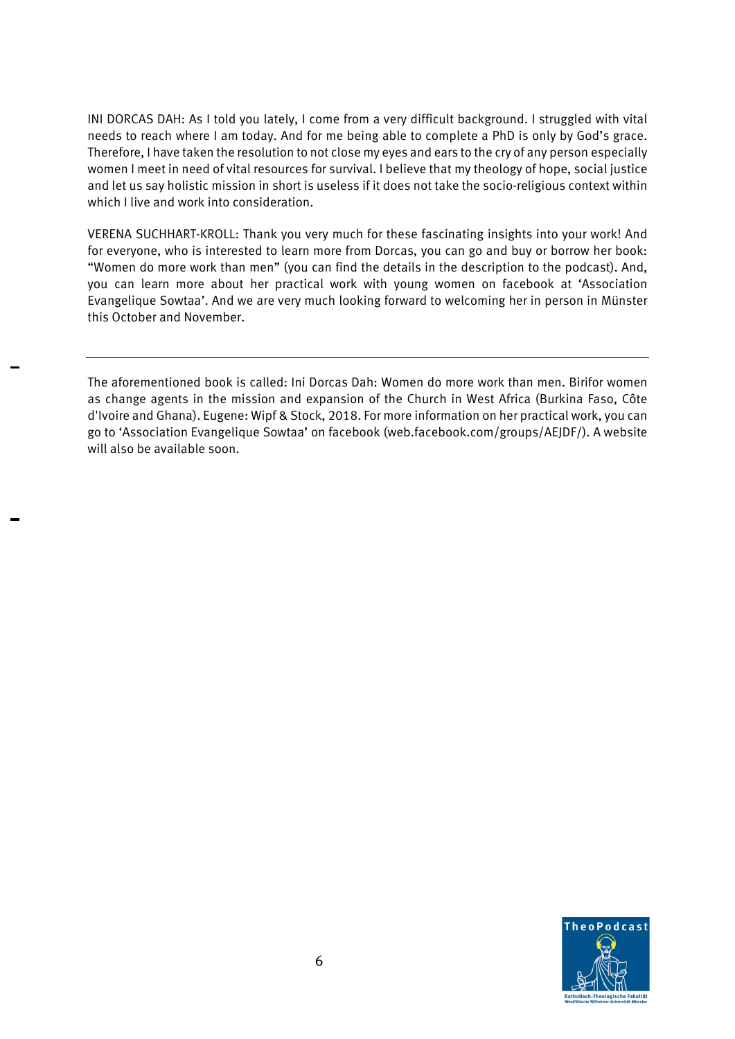INI DORCAS DAH: As I told you lately, I come from a very difficult background. I struggled with vital needs to reach where I am today. And for me being able to complete a PhD is only by God's grace. Therefore, I have taken the resolution to not close my eyes and ears to the cry of any person especially women I meet in need of vital resources for survival. I believe that my theology of hope, social justice and let us say holistic mission in short is useless if it does not take the socio-religious context within which I live and work into consideration.

VERENA SUCHHART-KROLL: Thank you very much for these fascinating insights into your work! And for everyone, who is interested to learn more from Dorcas, you can go and buy or borrow her book: "Women do more work than men" (you can find the details in the description to the podcast). And, you can learn more about her practical work with young women on facebook at 'Association Evangelique Sowtaa'. And we are very much looking forward to welcoming her in person in Münster this October and November.

---

The aforementioned book is called: Ini Dorcas Dah: Women do more work than men. Birifor women as change agents in the mission and expansion of the Church in West Africa (Burkina Faso, Côte d'Ivoire and Ghana). Eugene: Wipf & Stock, 2018. For more information on her practical work, you can go to 'Association Evangelique Sowtaa' on facebook (web.facebook.com/groups/AEJDF/). A website will also be available soon.